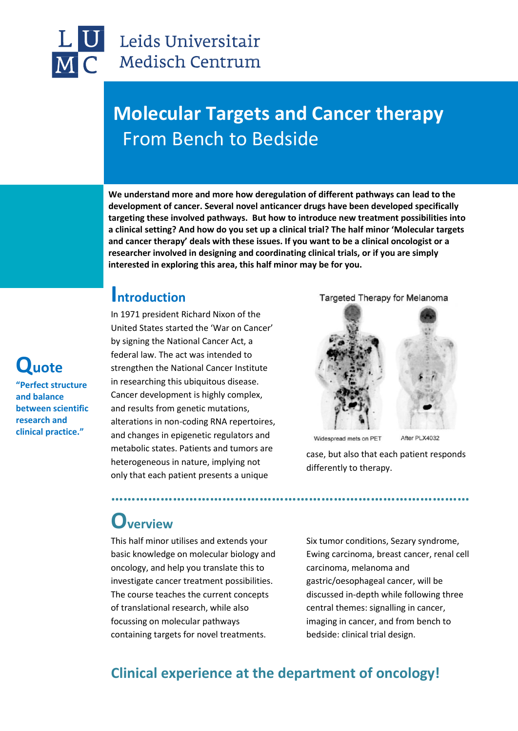Leids Universitair Medisch Centrum

# Molecular Targets and Cancer therapy

## From Bench to Bedside

**We understand more and more how deregulation of different pathways can lead to the development of cancer. Several novel anticancer drugs have been developed specifically targeting these involved pathways. But how to introduce new treatment possibilities into a clinical setting? And how do you set up a clinical trial? The half minor 'Molecular targets and cancer therapy' deals with these issues. If you want to be a clinical oncologist or a researcher involved in designing and coordinating clinical trials, or if you are simply interested in exploring this area, this half minor may be for you.**

## Quote

**"Perfect structure and balance between scientific research and clinical practice."**

## Introduction

In 1971 president Richard Nixon of the United States started the 'War on Cancer' by signing the National Cancer Act, a federal law. The act was intended to strengthen the National Cancer Institute in researching this ubiquitous disease. Cancer development is highly complex, and results from genetic mutations, alterations in non-coding RNA repertoires, and changes in epigenetic regulators and metabolic states. Patients and tumors are heterogeneous in nature, implying not only that each patient presents a unique case, but also that each patient responds differently to therapy.

Targeted Therapy for Melanoma

Widespread mets on PET — After PLX4032

## Overview

This half minor utilises and extends your basic knowledge on molecular biology and oncology, and help you translate this to investigate cancer treatment possibilities. The course teaches the current concepts of translational research, while also focussing on molecular pathways containing targets for novel treatments.

Six tumor conditions, Sezary syndrome, Ewing carcinoma, breast cancer, renal cell carcinoma, melanoma and gastric/oesophageal cancer, will be discussed in-depth while following three central themes: signalling in cancer, imaging in cancer, and from bench to bedside: clinical trial design.

## Clinical experience at the department of oncology!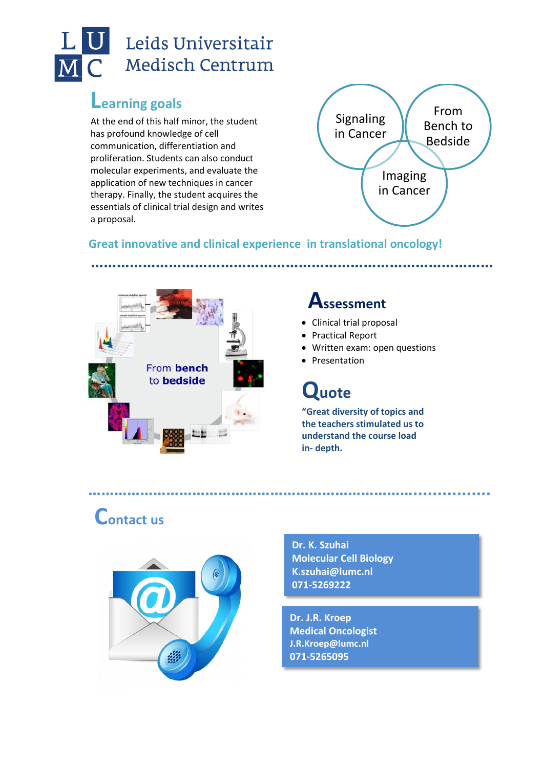Leids Universitair Medisch Centrum

## Learning goals

At the end of this half minor, the student has profound knowledge of cell communication, differentiation and proliferation. Students can also conduct molecular experiments, and evaluate the application of new techniques in cancer therapy. Finally, the student acquires the essentials of clinical trial design and writes a proposal.

Signaling in Cancer

From Bench to Bedside

Imaging in Cancer

**Great innovative and clinical experience in translational oncology!**

From **bench** to **bedside**

## Assessment

- Clinical trial proposal
- Practical Report
- Written exam: open questions
- Presentation

## Quote

**"Great diversity of topics and the teachers stimulated us to understand the course load in- depth.**

## Contact us

**Dr. K. Szuhai**
**Molecular Cell Biology**
**K.szuhai@lumc.nl**
**071-5269222**

**Dr. J.R. Kroep**
**Medical Oncologist**
**J.R.Kroep@lumc.nl**
**071-5265095**